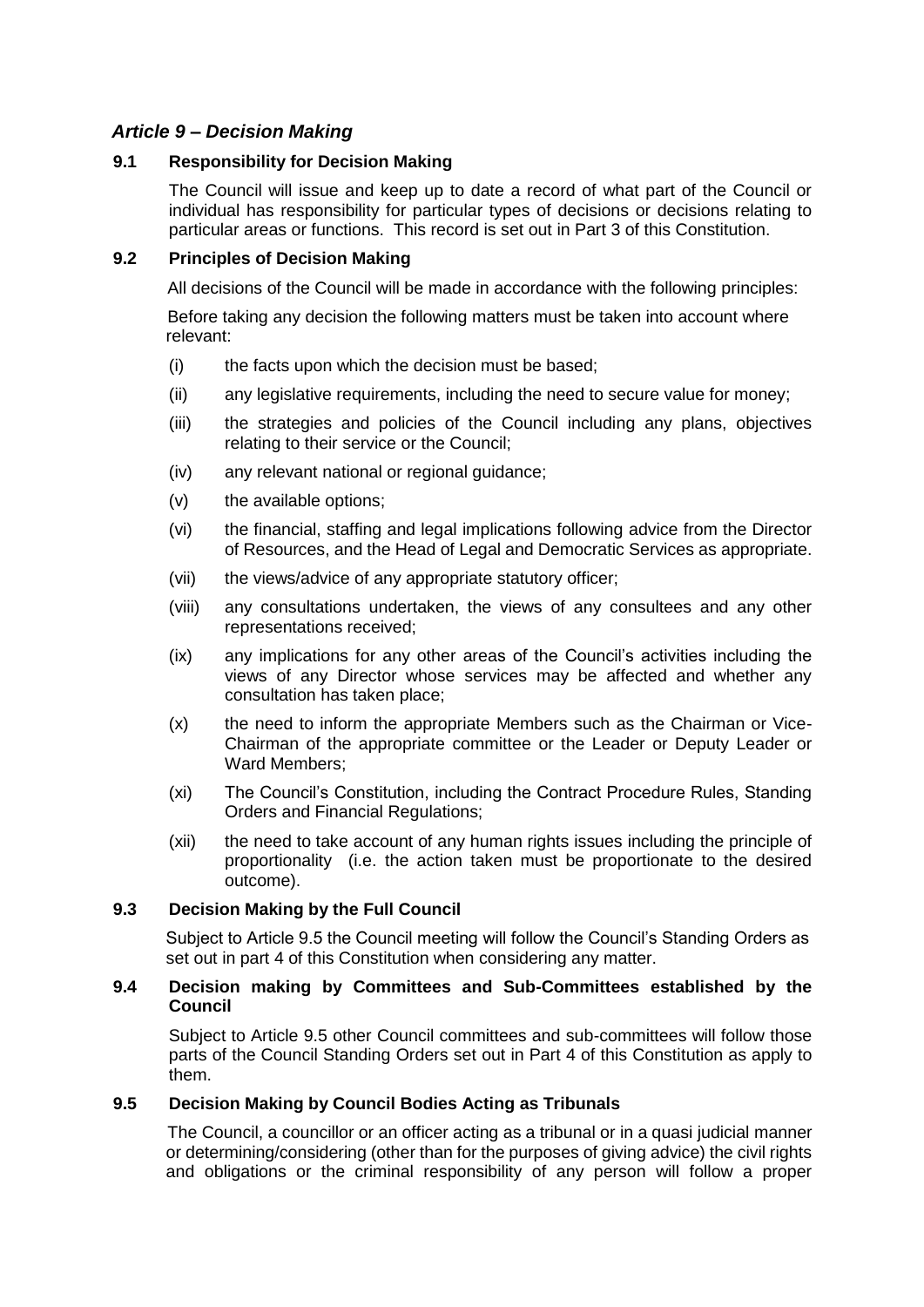## *Article 9 – Decision Making*

### 9.1 Responsibility for Decision Making

The Council will issue and keep up to date a record of what part of the Council or individual has responsibility for particular types of decisions or decisions relating to particular areas or functions. This record is set out in Part 3 of this Constitution.

### 9.2 Principles of Decision Making

All decisions of the Council will be made in accordance with the following principles:

Before taking any decision the following matters must be taken into account where relevant:

- (i) the facts upon which the decision must be based;
- (ii) any legislative requirements, including the need to secure value for money;
- (iii) the strategies and policies of the Council including any plans, objectives relating to their service or the Council;
- (iv) any relevant national or regional guidance;
- (v) the available options;
- (vi) the financial, staffing and legal implications following advice from the Director of Resources, and the Head of Legal and Democratic Services as appropriate.
- (vii) the views/advice of any appropriate statutory officer;
- (viii) any consultations undertaken, the views of any consultees and any other representations received;
- (ix) any implications for any other areas of the Council's activities including the views of any Director whose services may be affected and whether any consultation has taken place;
- (x) the need to inform the appropriate Members such as the Chairman or Vice-Chairman of the appropriate committee or the Leader or Deputy Leader or Ward Members;
- (xi) The Council's Constitution, including the Contract Procedure Rules, Standing Orders and Financial Regulations;
- (xii) the need to take account of any human rights issues including the principle of proportionality (i.e. the action taken must be proportionate to the desired outcome).

### 9.3 Decision Making by the Full Council

Subject to Article 9.5 the Council meeting will follow the Council's Standing Orders as set out in part 4 of this Constitution when considering any matter.

### 9.4 Decision making by Committees and Sub-Committees established by the Council

Subject to Article 9.5 other Council committees and sub-committees will follow those parts of the Council Standing Orders set out in Part 4 of this Constitution as apply to them.

### 9.5 Decision Making by Council Bodies Acting as Tribunals

The Council, a councillor or an officer acting as a tribunal or in a quasi judicial manner or determining/considering (other than for the purposes of giving advice) the civil rights and obligations or the criminal responsibility of any person will follow a proper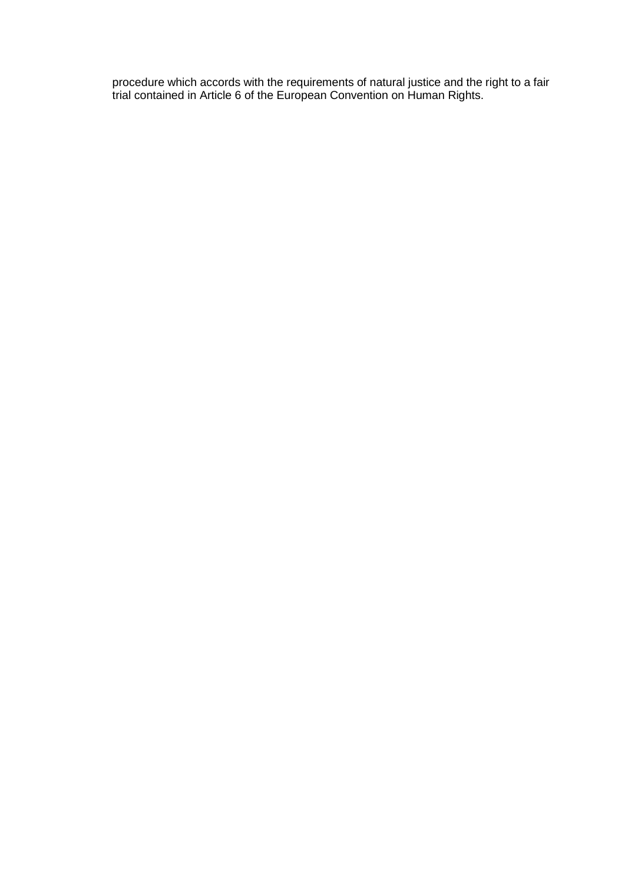procedure which accords with the requirements of natural justice and the right to a fair trial contained in Article 6 of the European Convention on Human Rights.